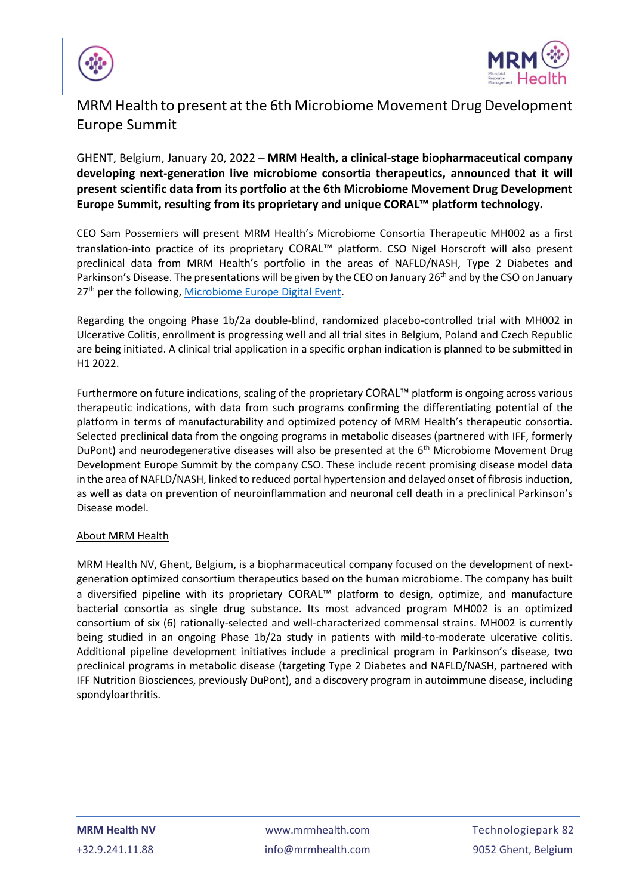# MRM Health to present at the 6th Microbiome Movement Drug Development Europe Summit

GHENT, Belgium, January 20, 2022 – **MRM Health, a clinical-stage biopharmaceutical company developing next-generation live microbiome consortia therapeutics, announced that it will present scientific data from its portfolio at the 6th Microbiome Movement Drug Development Europe Summit, resulting from its proprietary and unique CORAL™ platform technology.**

CEO Sam Possemiers will present MRM Health's Microbiome Consortia Therapeutic MH002 as a first translation-into practice of its proprietary CORAL™ platform. CSO Nigel Horscroft will also present preclinical data from MRM Health's portfolio in the areas of NAFLD/NASH, Type 2 Diabetes and Parkinson's Disease. The presentations will be given by the CEO on January 26th and by the CSO on January 27th per the following, [Microbiome Europe Digital Event](Microbiome Europe Digital Event).

Regarding the ongoing Phase 1b/2a double-blind, randomized placebo-controlled trial with MH002 in Ulcerative Colitis, enrollment is progressing well and all trial sites in Belgium, Poland and Czech Republic are being initiated. A clinical trial application in a specific orphan indication is planned to be submitted in H1 2022.

Furthermore on future indications, scaling of the proprietary CORAL™ platform is ongoing across various therapeutic indications, with data from such programs confirming the differentiating potential of the platform in terms of manufacturability and optimized potency of MRM Health's therapeutic consortia. Selected preclinical data from the ongoing programs in metabolic diseases (partnered with IFF, formerly DuPont) and neurodegenerative diseases will also be presented at the 6th Microbiome Movement Drug Development Europe Summit by the company CSO. These include recent promising disease model data in the area of NAFLD/NASH, linked to reduced portal hypertension and delayed onset of fibrosis induction, as well as data on prevention of neuroinflammation and neuronal cell death in a preclinical Parkinson's Disease model.

## About MRM Health

MRM Health NV, Ghent, Belgium, is a biopharmaceutical company focused on the development of next-generation optimized consortium therapeutics based on the human microbiome. The company has built a diversified pipeline with its proprietary CORAL™ platform to design, optimize, and manufacture bacterial consortia as single drug substance. Its most advanced program MH002 is an optimized consortium of six (6) rationally-selected and well-characterized commensal strains. MH002 is currently being studied in an ongoing Phase 1b/2a study in patients with mild-to-moderate ulcerative colitis. Additional pipeline development initiatives include a preclinical program in Parkinson's disease, two preclinical programs in metabolic disease (targeting Type 2 Diabetes and NAFLD/NASH, partnered with IFF Nutrition Biosciences, previously DuPont), and a discovery program in autoimmune disease, including spondyloarthritis.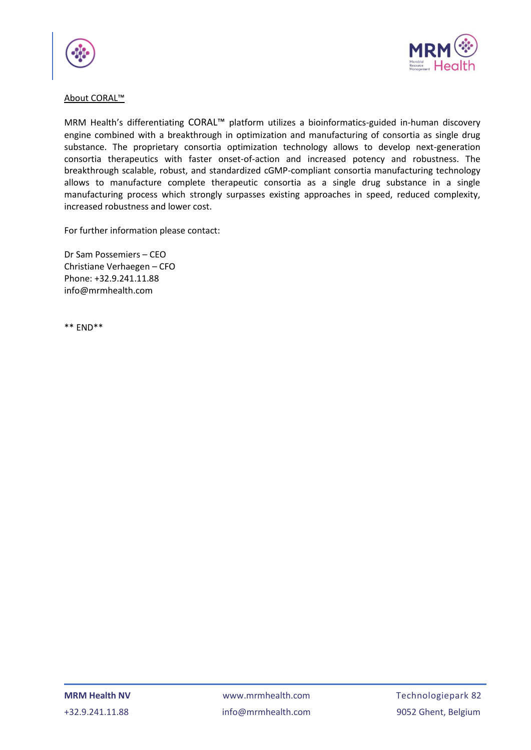About CORAL™

MRM Health's differentiating CORAL™ platform utilizes a bioinformatics-guided in-human discovery engine combined with a breakthrough in optimization and manufacturing of consortia as single drug substance. The proprietary consortia optimization technology allows to develop next-generation consortia therapeutics with faster onset-of-action and increased potency and robustness. The breakthrough scalable, robust, and standardized cGMP-compliant consortia manufacturing technology allows to manufacture complete therapeutic consortia as a single drug substance in a single manufacturing process which strongly surpasses existing approaches in speed, reduced complexity, increased robustness and lower cost.

For further information please contact:

Dr Sam Possemiers – CEO
Christiane Verhaegen – CFO
Phone: +32.9.241.11.88
info@mrmhealth.com

** END**